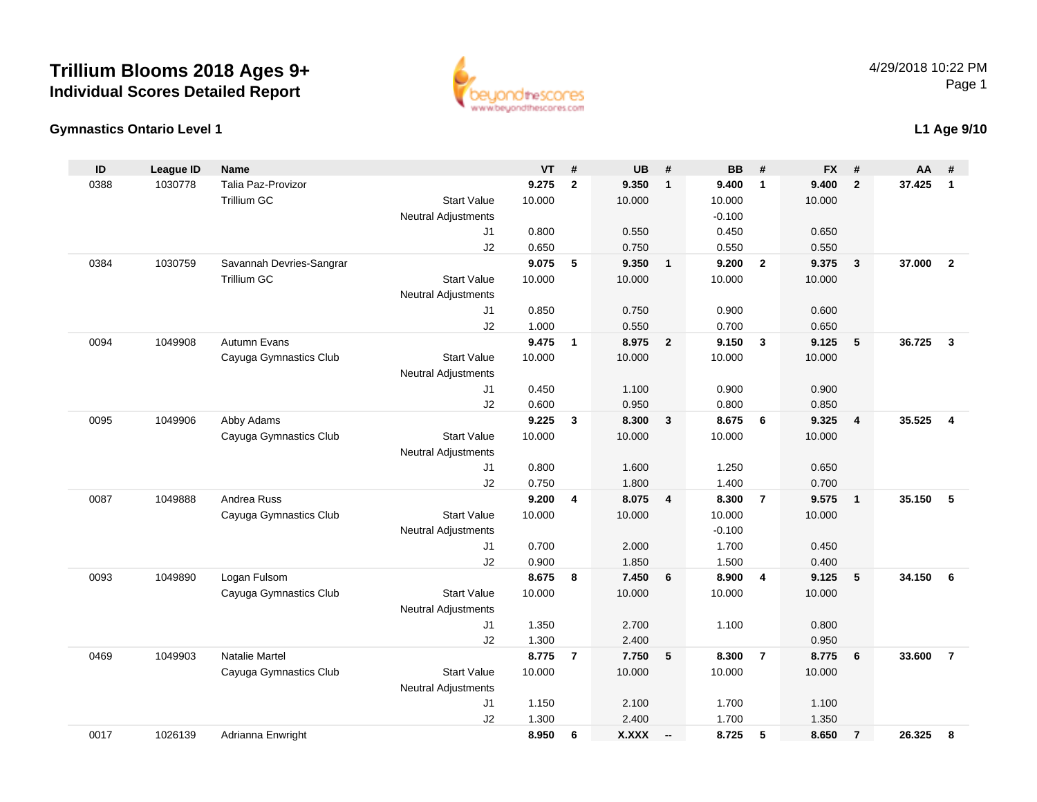# Trillium Blooms 2018 Ages 9+

## Individual Scores Detailed Report

4/29/2018 10:22 PM

### Gymnastics Ontario Level 1

**L1 Age 9/10**

| ID | League ID | Name | | VT | # | UB | # | BB | # | FX | # | AA | # |
|---|---|---|---|---|---|---|---|---|---|---|---|---|---|
| 0388 | 1030778 | Talia Paz-Provizor | | **9.275** | **2** | **9.350** | **1** | **9.400** | **1** | **9.400** | **2** | **37.425** | **1** |
| | | Trillium GC | Start Value | 10.000 | | 10.000 | | 10.000 | | 10.000 | | | |
| | | | Neutral Adjustments | | | | | -0.100 | | | | | |
| | | | J1 | 0.800 | | 0.550 | | 0.450 | | 0.650 | | | |
| | | | J2 | 0.650 | | 0.750 | | 0.550 | | 0.550 | | | |
| 0384 | 1030759 | Savannah Devries-Sangrar | | **9.075** | **5** | **9.350** | **1** | **9.200** | **2** | **9.375** | **3** | **37.000** | **2** |
| | | Trillium GC | Start Value | 10.000 | | 10.000 | | 10.000 | | 10.000 | | | |
| | | | Neutral Adjustments | | | | | | | | | | |
| | | | J1 | 0.850 | | 0.750 | | 0.900 | | 0.600 | | | |
| | | | J2 | 1.000 | | 0.550 | | 0.700 | | 0.650 | | | |
| 0094 | 1049908 | Autumn Evans | | **9.475** | **1** | **8.975** | **2** | **9.150** | **3** | **9.125** | **5** | **36.725** | **3** |
| | | Cayuga Gymnastics Club | Start Value | 10.000 | | 10.000 | | 10.000 | | 10.000 | | | |
| | | | Neutral Adjustments | | | | | | | | | | |
| | | | J1 | 0.450 | | 1.100 | | 0.900 | | 0.900 | | | |
| | | | J2 | 0.600 | | 0.950 | | 0.800 | | 0.850 | | | |
| 0095 | 1049906 | Abby Adams | | **9.225** | **3** | **8.300** | **3** | **8.675** | **6** | **9.325** | **4** | **35.525** | **4** |
| | | Cayuga Gymnastics Club | Start Value | 10.000 | | 10.000 | | 10.000 | | 10.000 | | | |
| | | | Neutral Adjustments | | | | | | | | | | |
| | | | J1 | 0.800 | | 1.600 | | 1.250 | | 0.650 | | | |
| | | | J2 | 0.750 | | 1.800 | | 1.400 | | 0.700 | | | |
| 0087 | 1049888 | Andrea Russ | | **9.200** | **4** | **8.075** | **4** | **8.300** | **7** | **9.575** | **1** | **35.150** | **5** |
| | | Cayuga Gymnastics Club | Start Value | 10.000 | | 10.000 | | 10.000 | | 10.000 | | | |
| | | | Neutral Adjustments | | | | | -0.100 | | | | | |
| | | | J1 | 0.700 | | 2.000 | | 1.700 | | 0.450 | | | |
| | | | J2 | 0.900 | | 1.850 | | 1.500 | | 0.400 | | | |
| 0093 | 1049890 | Logan Fulsom | | **8.675** | **8** | **7.450** | **6** | **8.900** | **4** | **9.125** | **5** | **34.150** | **6** |
| | | Cayuga Gymnastics Club | Start Value | 10.000 | | 10.000 | | 10.000 | | 10.000 | | | |
| | | | Neutral Adjustments | | | | | | | | | | |
| | | | J1 | 1.350 | | 2.700 | | 1.100 | | 0.800 | | | |
| | | | J2 | 1.300 | | 2.400 | | | | 0.950 | | | |
| 0469 | 1049903 | Natalie Martel | | **8.775** | **7** | **7.750** | **5** | **8.300** | **7** | **8.775** | **6** | **33.600** | **7** |
| | | Cayuga Gymnastics Club | Start Value | 10.000 | | 10.000 | | 10.000 | | 10.000 | | | |
| | | | Neutral Adjustments | | | | | | | | | | |
| | | | J1 | 1.150 | | 2.100 | | 1.700 | | 1.100 | | | |
| | | | J2 | 1.300 | | 2.400 | | 1.700 | | 1.350 | | | |
| 0017 | 1026139 | Adrianna Enwright | | **8.950** | **6** | **X.XXX** | **--** | **8.725** | **5** | **8.650** | **7** | **26.325** | **8** |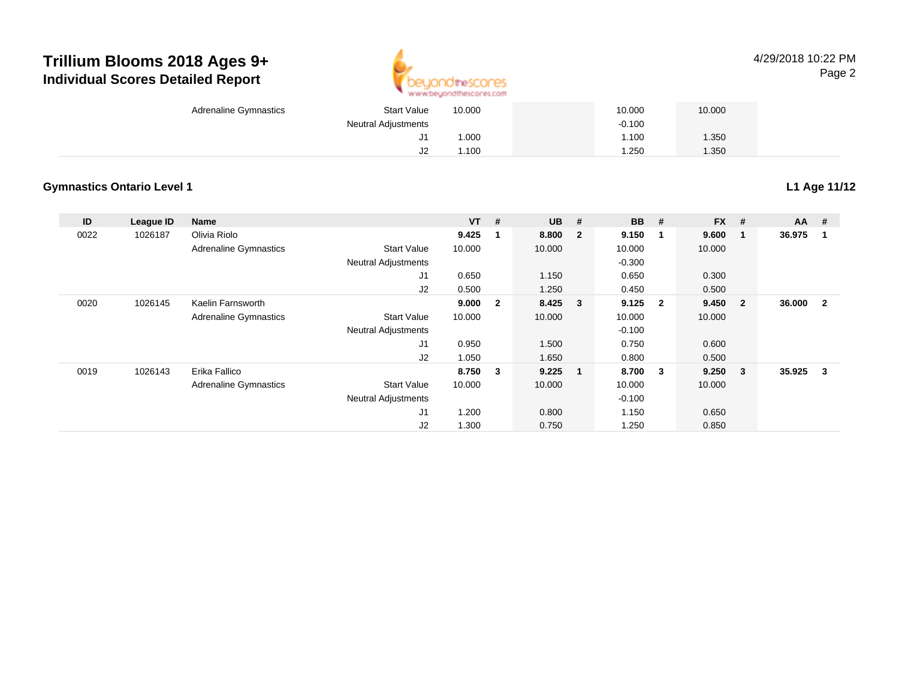| ID | League ID | Name | | VT | # | UB | # | BB | # | FX | # | AA | # |
|---|---|---|---|---|---|---|---|---|---|---|---|---|---|
| | | Adrenaline Gymnastics | Start Value | 10.000 | | | | 10.000 | | 10.000 | | | |
| | | | Neutral Adjustments | | | | | -0.100 | | | | | |
| | | | J1 | 1.000 | | | | 1.100 | | 1.350 | | | |
| | | | J2 | 1.100 | | | | 1.250 | | 1.350 | | | |

### Gymnastics Ontario Level 1

**L1 Age 11/12**

| ID | League ID | Name | | VT | # | UB | # | BB | # | FX | # | AA | # |
|---|---|---|---|---|---|---|---|---|---|---|---|---|---|
| 0022 | 1026187 | Olivia Riolo | | **9.425** | **1** | **8.800** | **2** | **9.150** | **1** | **9.600** | **1** | **36.975** | **1** |
| | | Adrenaline Gymnastics | Start Value | 10.000 | | 10.000 | | 10.000 | | 10.000 | | | |
| | | | Neutral Adjustments | | | | | -0.300 | | | | | |
| | | | J1 | 0.650 | | 1.150 | | 0.650 | | 0.300 | | | |
| | | | J2 | 0.500 | | 1.250 | | 0.450 | | 0.500 | | | |
| 0020 | 1026145 | Kaelin Farnsworth | | **9.000** | **2** | **8.425** | **3** | **9.125** | **2** | **9.450** | **2** | **36.000** | **2** |
| | | Adrenaline Gymnastics | Start Value | 10.000 | | 10.000 | | 10.000 | | 10.000 | | | |
| | | | Neutral Adjustments | | | | | -0.100 | | | | | |
| | | | J1 | 0.950 | | 1.500 | | 0.750 | | 0.600 | | | |
| | | | J2 | 1.050 | | 1.650 | | 0.800 | | 0.500 | | | |
| 0019 | 1026143 | Erika Fallico | | **8.750** | **3** | **9.225** | **1** | **8.700** | **3** | **9.250** | **3** | **35.925** | **3** |
| | | Adrenaline Gymnastics | Start Value | 10.000 | | 10.000 | | 10.000 | | 10.000 | | | |
| | | | Neutral Adjustments | | | | | -0.100 | | | | | |
| | | | J1 | 1.200 | | 0.800 | | 1.150 | | 0.650 | | | |
| | | | J2 | 1.300 | | 0.750 | | 1.250 | | 0.850 | | | |